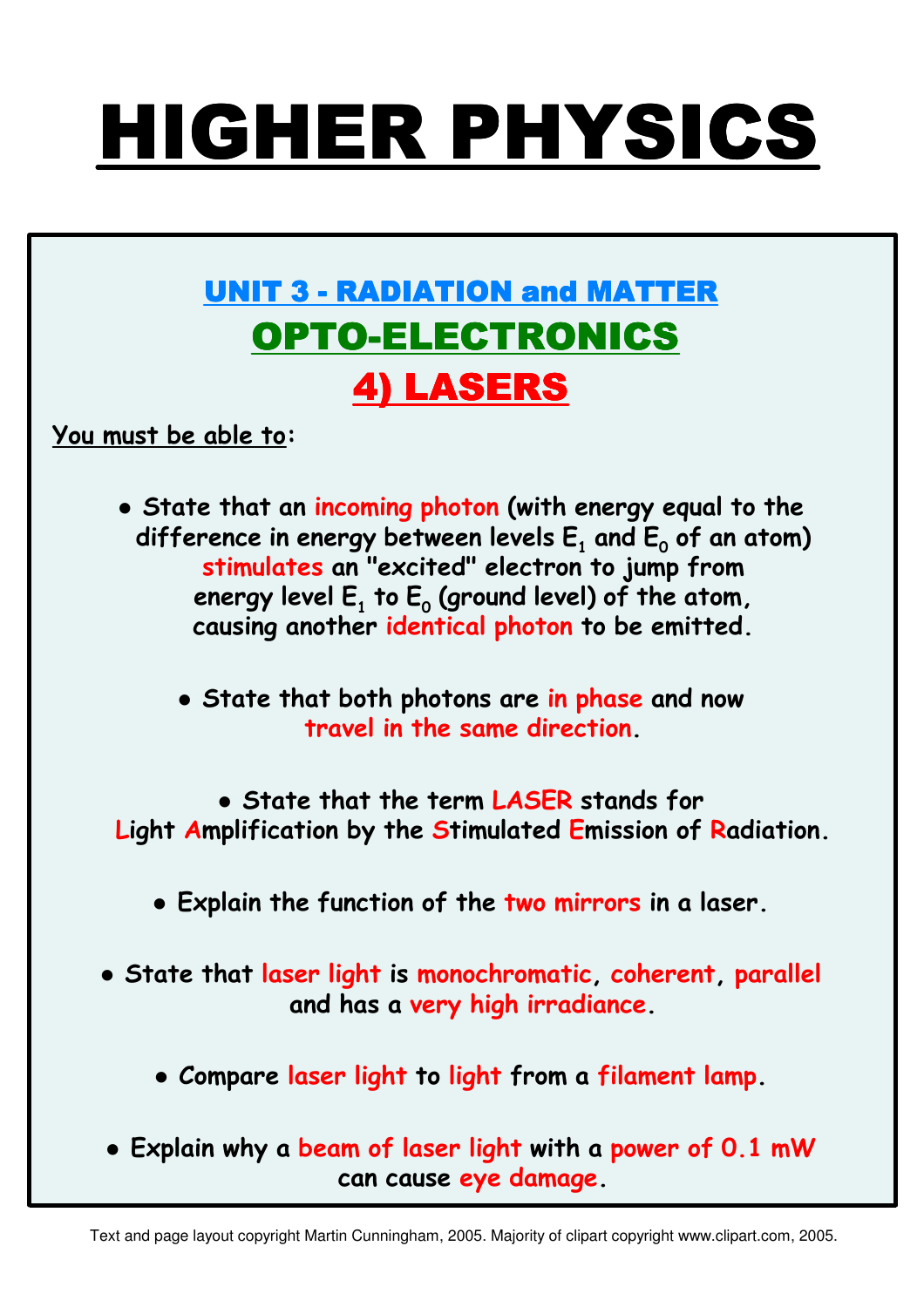# HIGHER PHYSICS

## UNIT 3 - RADIATION and MATTER

## OPTO-ELECTRONICS

## 4) LASERS

**You must be able to:**

- **State that an incoming photon (with energy equal to the difference in energy between levels $E_1$ and $E_0$ of an atom) stimulates an "excited" electron to jump from energy level $E_1$ to $E_0$ (ground level) of the atom, causing another identical photon to be emitted.**

- **State that both photons are in phase and now travel in the same direction.**

- **State that the term LASER stands for Light Amplification by the Stimulated Emission of Radiation.**

- **Explain the function of the two mirrors in a laser.**

- **State that laser light is monochromatic, coherent, parallel and has a very high irradiance.**

- **Compare laser light to light from a filament lamp.**

- **Explain why a beam of laser light with a power of 0.1 mW can cause eye damage.**

Text and page layout copyright Martin Cunningham, 2005. Majority of clipart copyright www.clipart.com, 2005.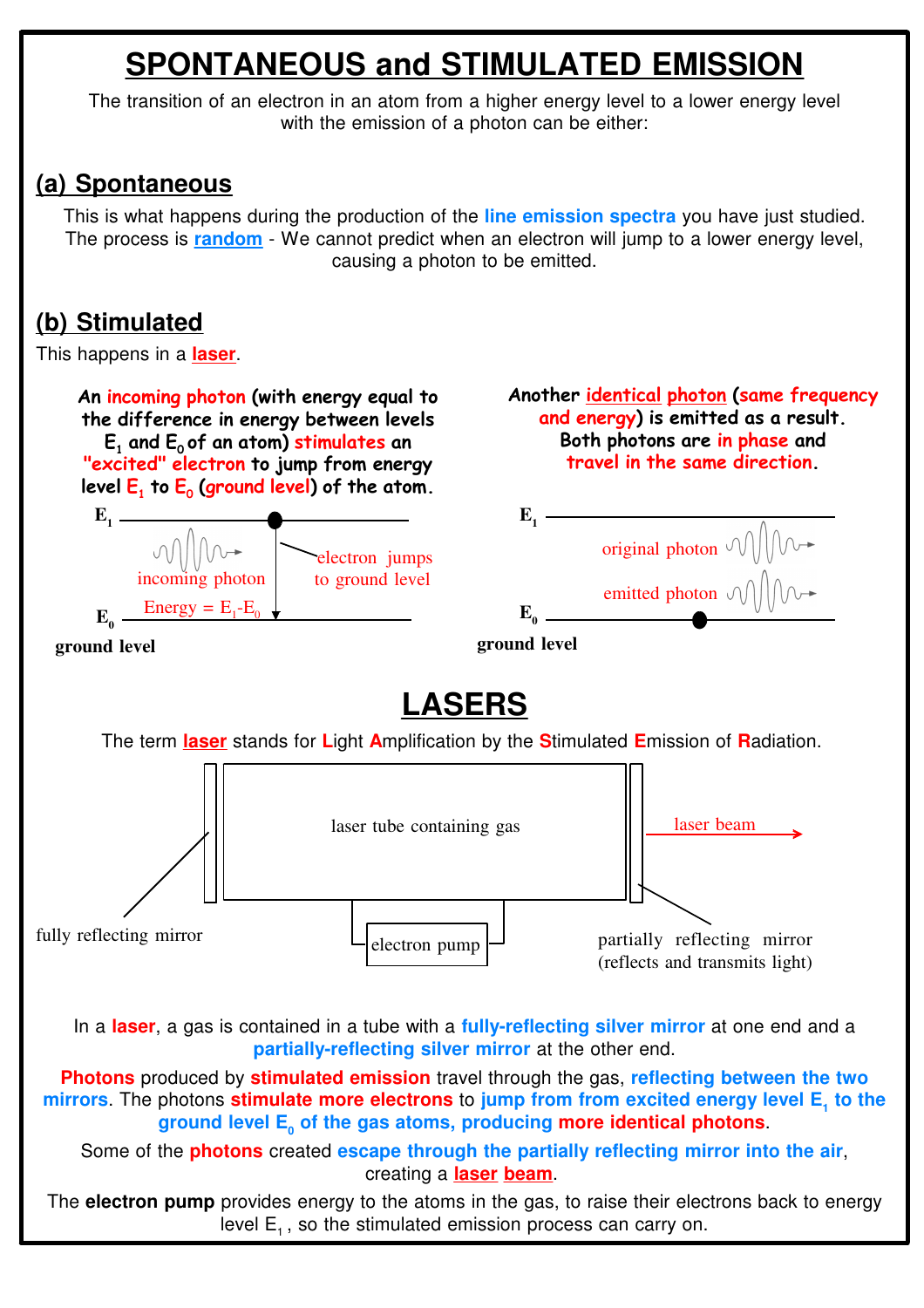# SPONTANEOUS and STIMULATED EMISSION

The transition of an electron in an atom from a higher energy level to a lower energy level with the emission of a photon can be either:

## (a) Spontaneous

This is what happens during the production of the **line emission spectra** you have just studied. The process is **random** - We cannot predict when an electron will jump to a lower energy level, causing a photon to be emitted.

## (b) Stimulated

This happens in a **laser**.

**An incoming photon (with energy equal to the difference in energy between levels $E_1$ and $E_0$ of an atom) stimulates an "excited" electron to jump from energy level $E_1$ to $E_0$ (ground level) of the atom.**

$E_1$

incoming photon

electron jumps to ground level

Energy = $E_1$-$E_0$

$E_0$

ground level

**Another identical photon (same frequency and energy) is emitted as a result. Both photons are in phase and travel in the same direction.**

$E_1$

original photon

emitted photon

$E_0$

ground level

# LASERS

The term **laser** stands for **L**ight **A**mplification by the **S**timulated **E**mission of **R**adiation.

laser tube containing gas

laser beam

fully reflecting mirror

electron pump

partially reflecting mirror (reflects and transmits light)

In a **laser**, a gas is contained in a tube with a **fully-reflecting silver mirror** at one end and a **partially-reflecting silver mirror** at the other end.

**Photons** produced by **stimulated emission** travel through the gas, **reflecting between the two mirrors**. The photons **stimulate more electrons** to **jump from from excited energy level $E_1$ to the ground level $E_0$ of the gas atoms, producing more identical photons**.

Some of the **photons** created **escape through the partially reflecting mirror into the air**, creating a **laser beam**.

The **electron pump** provides energy to the atoms in the gas, to raise their electrons back to energy level $E_1$, so the stimulated emission process can carry on.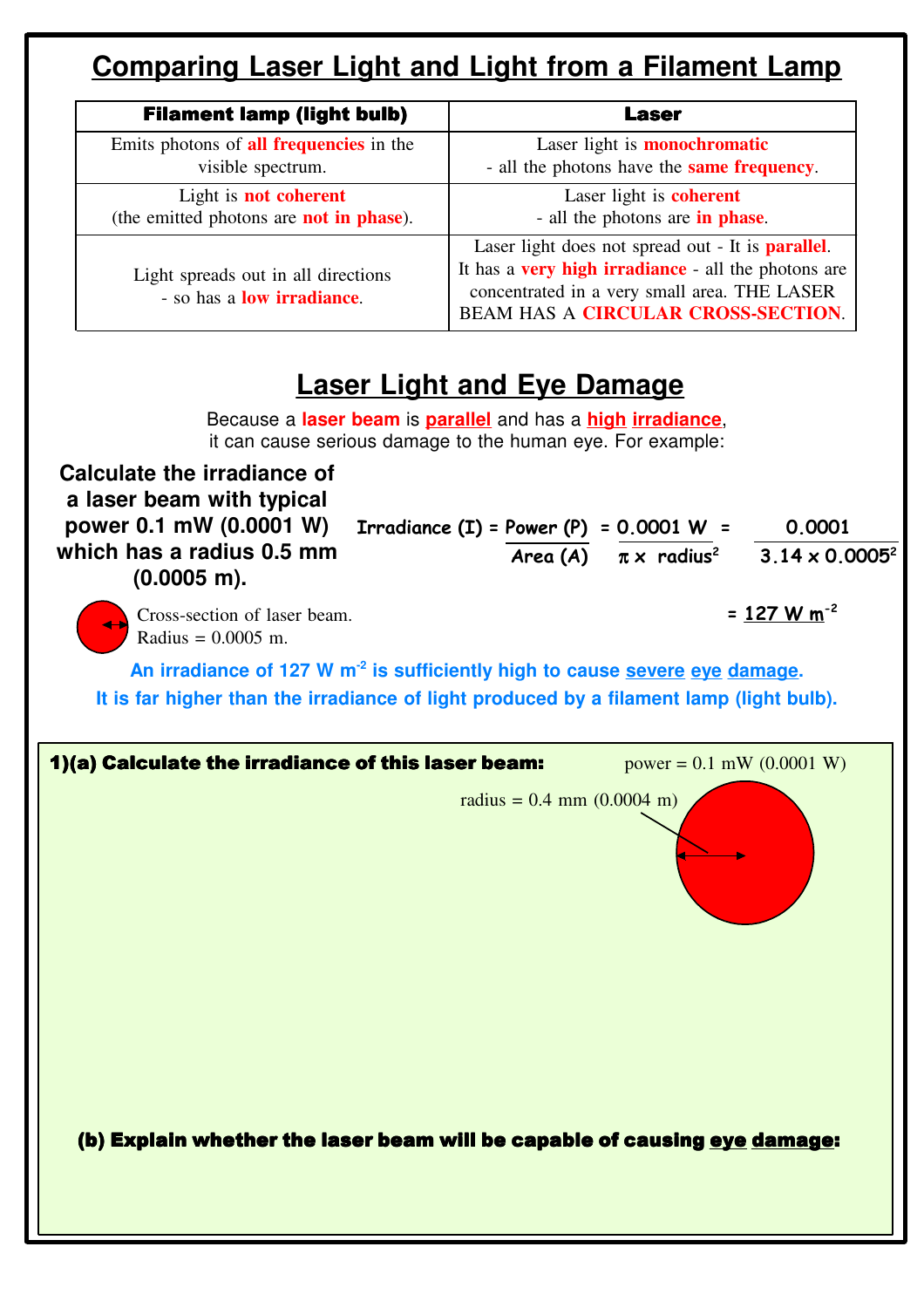# Comparing Laser Light and Light from a Filament Lamp

| Filament lamp (light bulb) | Laser |
|---|---|
| Emits photons of **all frequencies** in the visible spectrum. | Laser light is **monochromatic** - all the photons have the **same frequency**. |
| Light is **not coherent** (the emitted photons are **not in phase**). | Laser light is **coherent** - all the photons are **in phase**. |
| Light spreads out in all directions - so has a **low irradiance**. | Laser light does not spread out - It is **parallel**. It has a **very high irradiance** - all the photons are concentrated in a very small area. THE LASER BEAM HAS A **CIRCULAR CROSS-SECTION**. |

# Laser Light and Eye Damage

Because a **laser beam** is **parallel** and has a **high irradiance**, it can cause serious damage to the human eye. For example:

**Calculate the irradiance of a laser beam with typical power 0.1 mW (0.0001 W) which has a radius 0.5 mm (0.0005 m).**

$$\text{Irradiance (I)} = \frac{\text{Power (P)}}{\text{Area (A)}} = \frac{0.0001\ \text{W}}{\pi \times \text{radius}^2} = \frac{0.0001}{3.14 \times 0.0005^2}$$

$$= 127\ \text{W m}^{-2}$$

Cross-section of laser beam.
Radius = 0.0005 m.

**An irradiance of 127 W $m^{-2}$ is sufficiently high to cause severe eye damage.**
**It is far higher than the irradiance of light produced by a filament lamp (light bulb).**

**1)(a) Calculate the irradiance of this laser beam:**

power = 0.1 mW (0.0001 W)

radius = 0.4 mm (0.0004 m)

**(b) Explain whether the laser beam will be capable of causing eye damage:**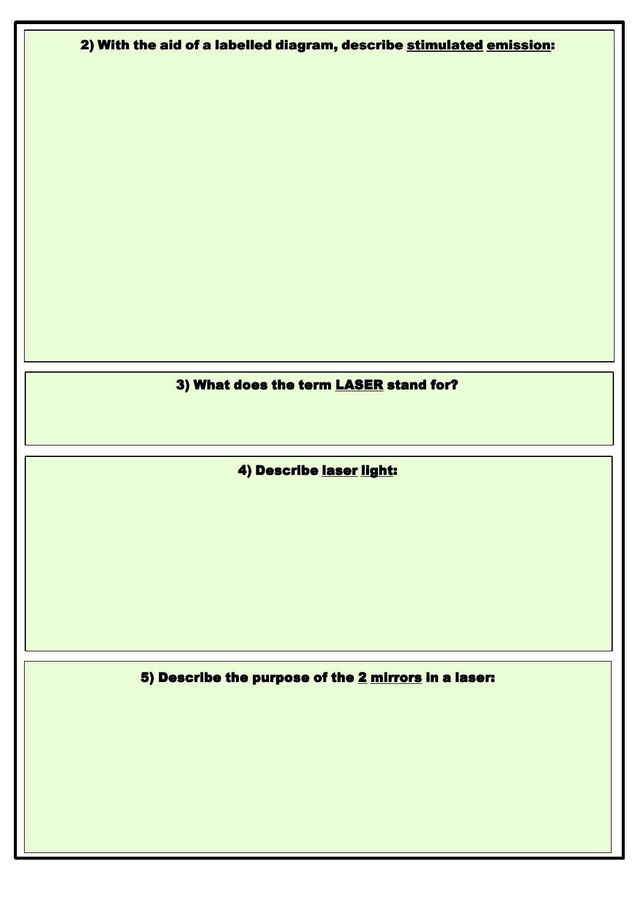**2) With the aid of a labelled diagram, describe stimulated emission:**

**3) What does the term LASER stand for?**

**4) Describe laser light:**

**5) Describe the purpose of the 2 mirrors in a laser:**